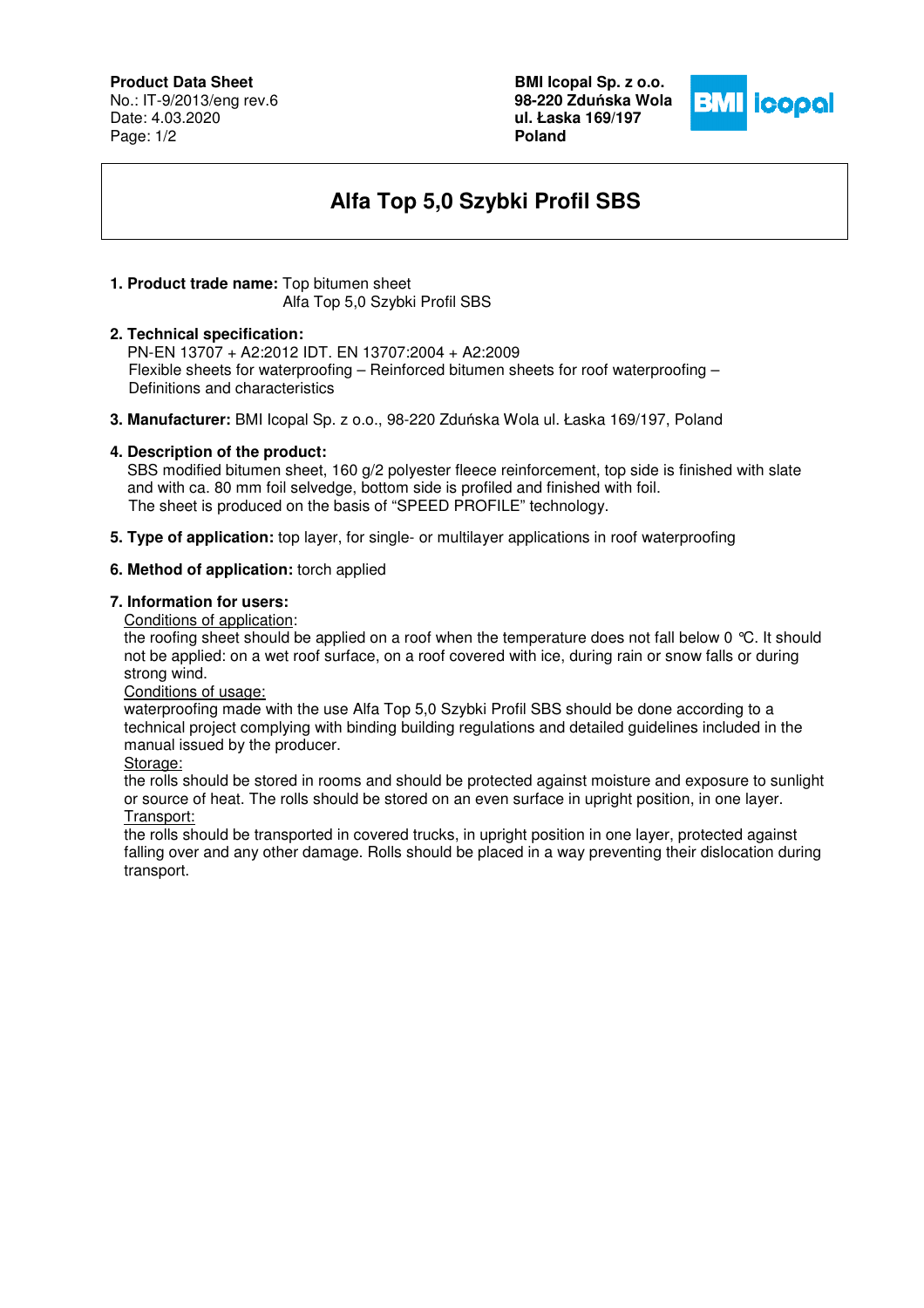**Product Data Sheet**
No.: IT-9/2013/eng rev.6
Date: 4.03.2020

**BMI Icopal Sp. z o.o.**
**98-220 Zduńska Wola**
**ul. Łaska 169/197**
**Poland**

# Alfa Top 5,0 Szybki Profil SBS

**1. Product trade name:** Top bitumen sheet
Alfa Top 5,0 Szybki Profil SBS

**2. Technical specification:**
PN-EN 13707 + A2:2012 IDT. EN 13707:2004 + A2:2009
Flexible sheets for waterproofing – Reinforced bitumen sheets for roof waterproofing – Definitions and characteristics

**3. Manufacturer:** BMI Icopal Sp. z o.o., 98-220 Zduńska Wola ul. Łaska 169/197, Poland

**4. Description of the product:**
SBS modified bitumen sheet, 160 g/2 polyester fleece reinforcement, top side is finished with slate and with ca. 80 mm foil selvedge, bottom side is profiled and finished with foil.
The sheet is produced on the basis of "SPEED PROFILE" technology.

**5. Type of application:** top layer, for single- or multilayer applications in roof waterproofing

**6. Method of application:** torch applied

**7. Information for users:**

Conditions of application:
the roofing sheet should be applied on a roof when the temperature does not fall below 0 °C. It should not be applied: on a wet roof surface, on a roof covered with ice, during rain or snow falls or during strong wind.

Conditions of usage:
waterproofing made with the use Alfa Top 5,0 Szybki Profil SBS should be done according to a technical project complying with binding building regulations and detailed guidelines included in the manual issued by the producer.

Storage:
the rolls should be stored in rooms and should be protected against moisture and exposure to sunlight or source of heat. The rolls should be stored on an even surface in upright position, in one layer.

Transport:
the rolls should be transported in covered trucks, in upright position in one layer, protected against falling over and any other damage. Rolls should be placed in a way preventing their dislocation during transport.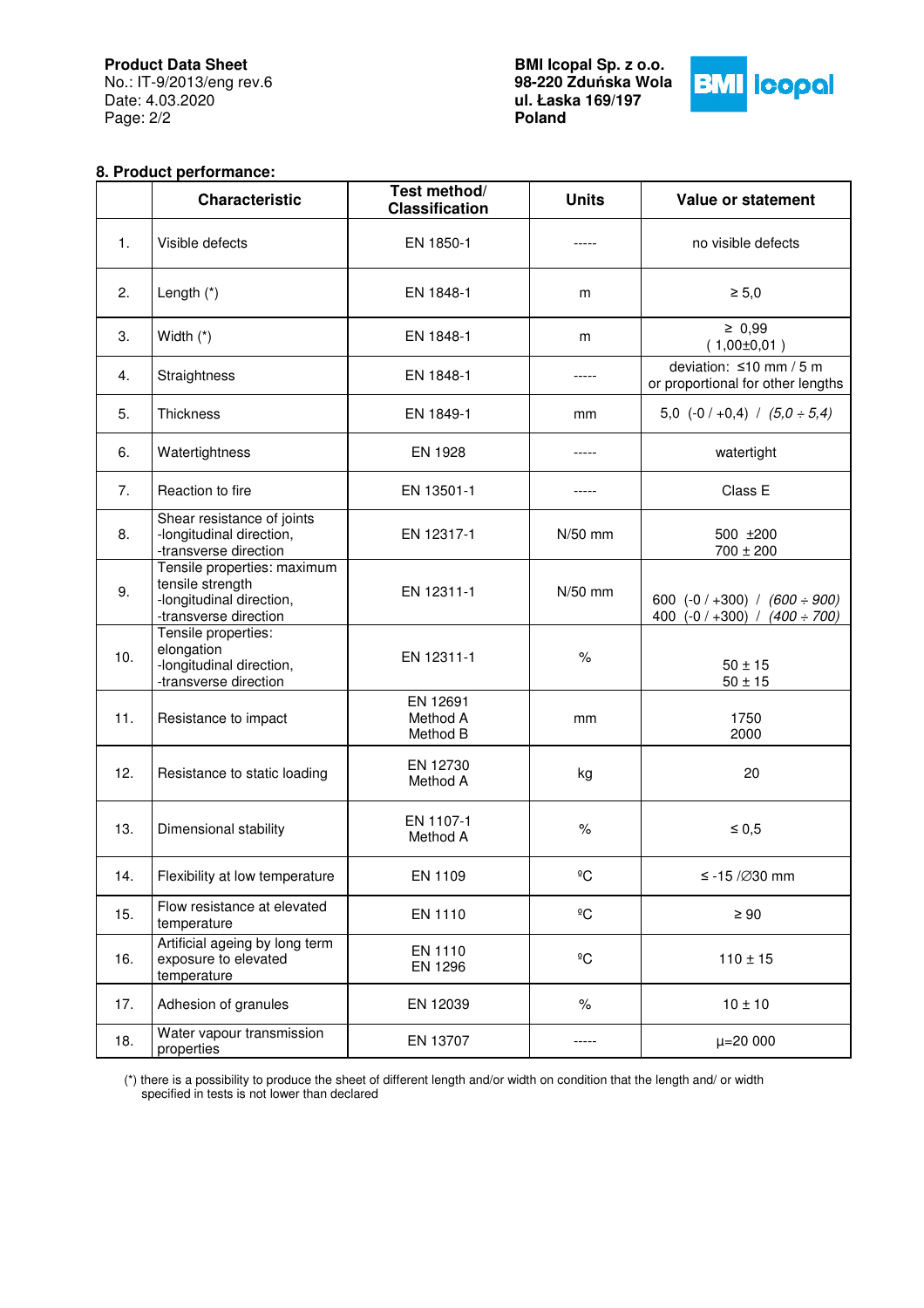## 8. Product performance:

| | Characteristic | Test method/ Classification | Units | Value or statement |
|---|---|---|---|---|
| 1. | Visible defects | EN 1850-1 | ----- | no visible defects |
| 2. | Length (*) | EN 1848-1 | m | ≥ 5,0 |
| 3. | Width (*) | EN 1848-1 | m | ≥ 0,99 ( 1,00±0,01 ) |
| 4. | Straightness | EN 1848-1 | ----- | deviation: ≤10 mm / 5 m or proportional for other lengths |
| 5. | Thickness | EN 1849-1 | mm | 5,0 (-0 / +0,4) / *(5,0 ÷ 5,4)* |
| 6. | Watertightness | EN 1928 | ----- | watertight |
| 7. | Reaction to fire | EN 13501-1 | ----- | Class E |
| 8. | Shear resistance of joints -longitudinal direction, -transverse direction | EN 12317-1 | N/50 mm | 500 ±200<br>700 ± 200 |
| 9. | Tensile properties: maximum tensile strength -longitudinal direction, -transverse direction | EN 12311-1 | N/50 mm | 600 (-0 / +300) / *(600 ÷ 900)*<br>400 (-0 / +300) / *(400 ÷ 700)* |
| 10. | Tensile properties: elongation -longitudinal direction, -transverse direction | EN 12311-1 | % | 50 ± 15<br>50 ± 15 |
| 11. | Resistance to impact | EN 12691 Method A Method B | mm | 1750<br>2000 |
| 12. | Resistance to static loading | EN 12730 Method A | kg | 20 |
| 13. | Dimensional stability | EN 1107-1 Method A | % | ≤ 0,5 |
| 14. | Flexibility at low temperature | EN 1109 | ºC | ≤ -15 /∅30 mm |
| 15. | Flow resistance at elevated temperature | EN 1110 | ºC | ≥ 90 |
| 16. | Artificial ageing by long term exposure to elevated temperature | EN 1110 EN 1296 | ºC | 110 ± 15 |
| 17. | Adhesion of granules | EN 12039 | % | 10 ± 10 |
| 18. | Water vapour transmission properties | EN 13707 | ----- | μ=20 000 |

(*) there is a possibility to produce the sheet of different length and/or width on condition that the length and/ or width specified in tests is not lower than declared